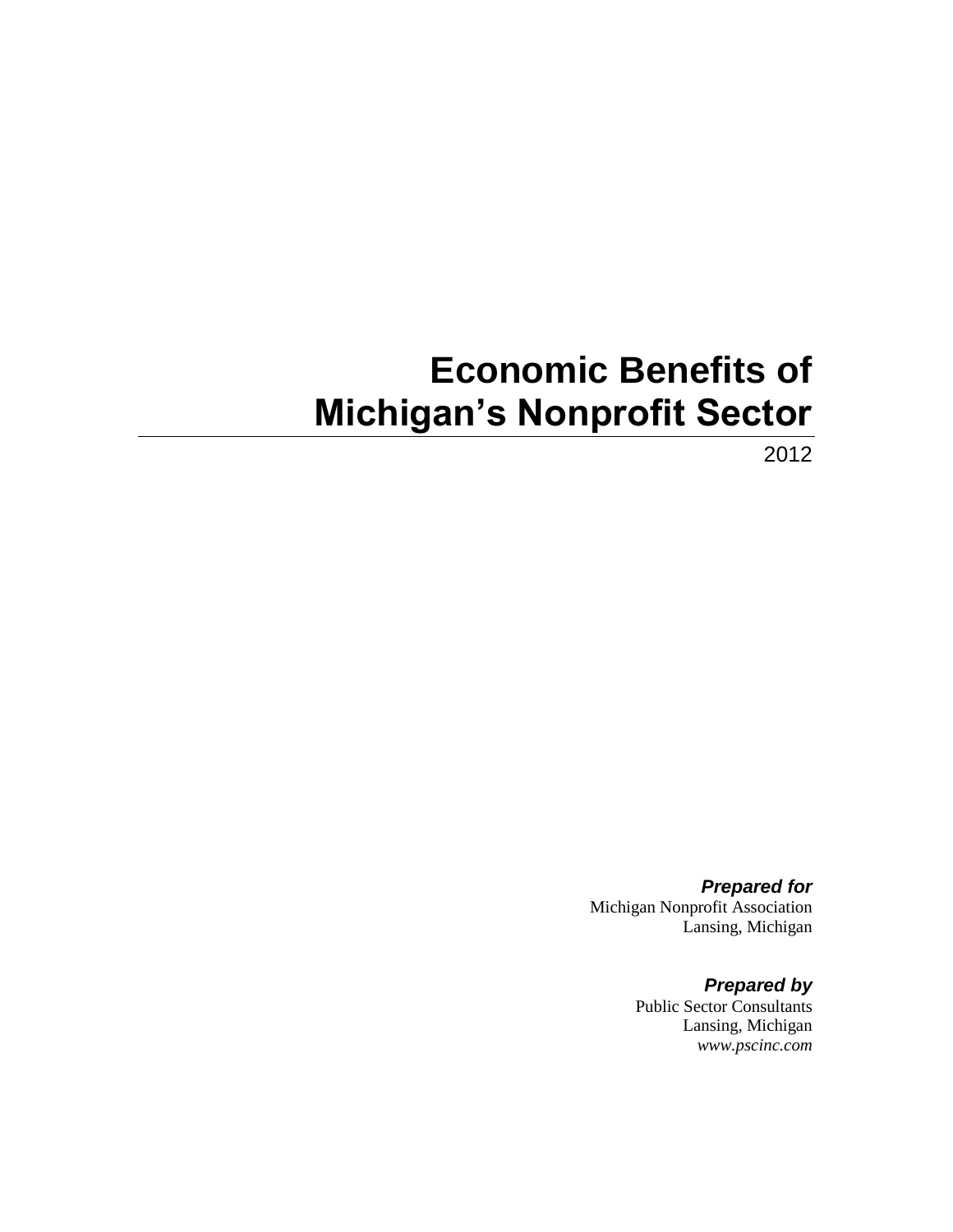# Economic Benefits of Michigan's Nonprofit Sector

2012

***Prepared for***
Michigan Nonprofit Association
Lansing, Michigan

***Prepared by***
Public Sector Consultants
Lansing, Michigan
*www.pscinc.com*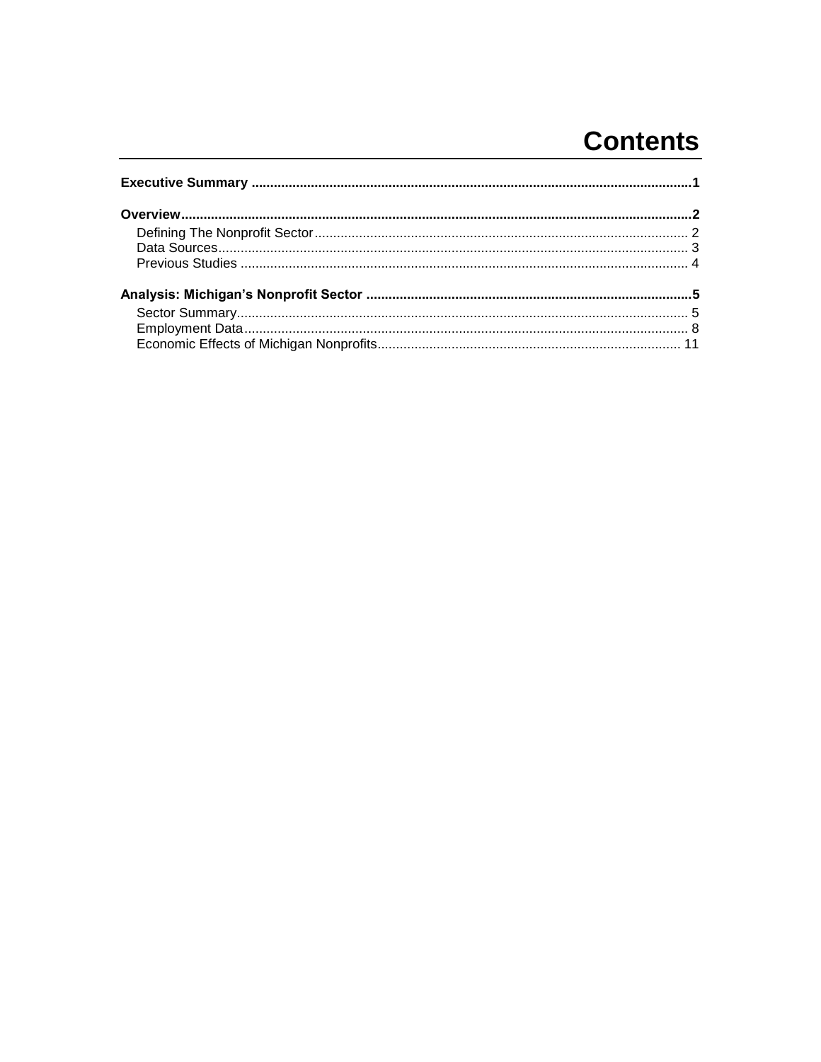# Contents

**Executive Summary** ...................................................................................................... **1**

**Overview** ........................................................................................................................ **2**

- Defining The Nonprofit Sector .................................................................................... 2
- Data Sources .............................................................................................................. 3
- Previous Studies ........................................................................................................ 4

**Analysis: Michigan's Nonprofit Sector** ...................................................................... **5**

- Sector Summary ......................................................................................................... 5
- Employment Data ....................................................................................................... 8
- Economic Effects of Michigan Nonprofits ................................................................. 11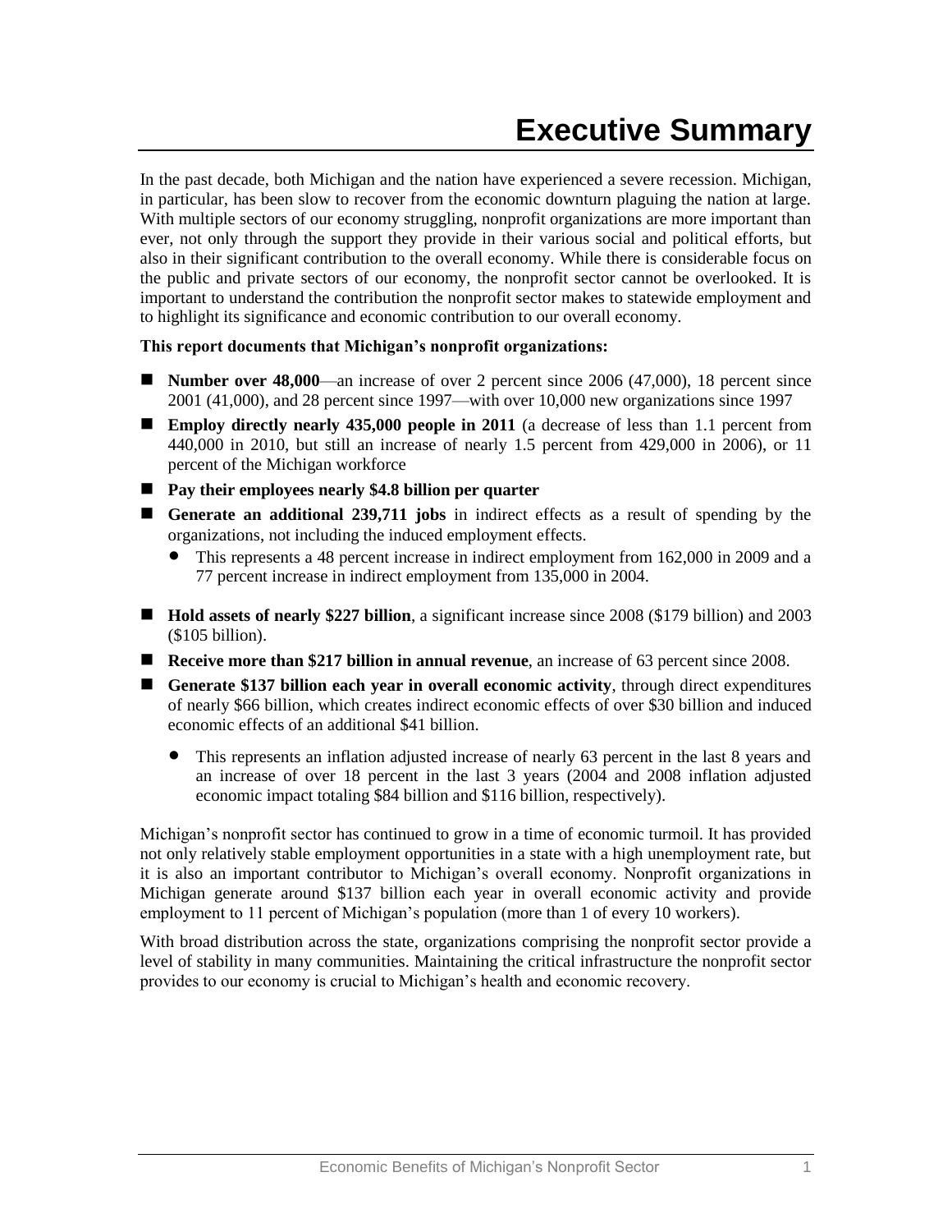# Executive Summary

In the past decade, both Michigan and the nation have experienced a severe recession. Michigan, in particular, has been slow to recover from the economic downturn plaguing the nation at large. With multiple sectors of our economy struggling, nonprofit organizations are more important than ever, not only through the support they provide in their various social and political efforts, but also in their significant contribution to the overall economy. While there is considerable focus on the public and private sectors of our economy, the nonprofit sector cannot be overlooked. It is important to understand the contribution the nonprofit sector makes to statewide employment and to highlight its significance and economic contribution to our overall economy.

**This report documents that Michigan's nonprofit organizations:**

- **Number over 48,000**—an increase of over 2 percent since 2006 (47,000), 18 percent since 2001 (41,000), and 28 percent since 1997—with over 10,000 new organizations since 1997
- **Employ directly nearly 435,000 people in 2011** (a decrease of less than 1.1 percent from 440,000 in 2010, but still an increase of nearly 1.5 percent from 429,000 in 2006), or 11 percent of the Michigan workforce
- **Pay their employees nearly $4.8 billion per quarter**
- **Generate an additional 239,711 jobs** in indirect effects as a result of spending by the organizations, not including the induced employment effects.
  - This represents a 48 percent increase in indirect employment from 162,000 in 2009 and a 77 percent increase in indirect employment from 135,000 in 2004.
- **Hold assets of nearly $227 billion**, a significant increase since 2008 ($179 billion) and 2003 ($105 billion).
- **Receive more than $217 billion in annual revenue**, an increase of 63 percent since 2008.
- **Generate $137 billion each year in overall economic activity**, through direct expenditures of nearly $66 billion, which creates indirect economic effects of over $30 billion and induced economic effects of an additional $41 billion.
  - This represents an inflation adjusted increase of nearly 63 percent in the last 8 years and an increase of over 18 percent in the last 3 years (2004 and 2008 inflation adjusted economic impact totaling $84 billion and $116 billion, respectively).

Michigan's nonprofit sector has continued to grow in a time of economic turmoil. It has provided not only relatively stable employment opportunities in a state with a high unemployment rate, but it is also an important contributor to Michigan's overall economy. Nonprofit organizations in Michigan generate around $137 billion each year in overall economic activity and provide employment to 11 percent of Michigan's population (more than 1 of every 10 workers).

With broad distribution across the state, organizations comprising the nonprofit sector provide a level of stability in many communities. Maintaining the critical infrastructure the nonprofit sector provides to our economy is crucial to Michigan's health and economic recovery.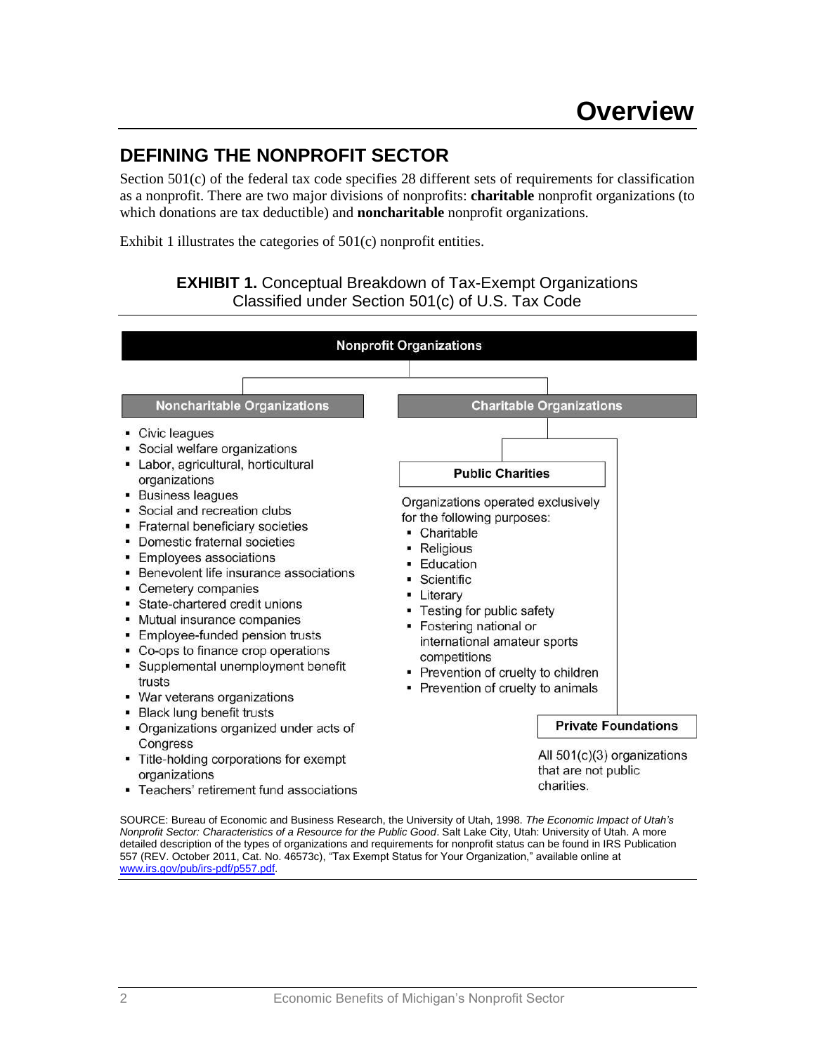# Overview

## DEFINING THE NONPROFIT SECTOR

Section 501(c) of the federal tax code specifies 28 different sets of requirements for classification as a nonprofit. There are two major divisions of nonprofits: **charitable** nonprofit organizations (to which donations are tax deductible) and **noncharitable** nonprofit organizations.

Exhibit 1 illustrates the categories of 501(c) nonprofit entities.

**EXHIBIT 1.** Conceptual Breakdown of Tax-Exempt Organizations Classified under Section 501(c) of U.S. Tax Code

**Nonprofit Organizations**

**Noncharitable Organizations**

- Civic leagues
- Social welfare organizations
- Labor, agricultural, horticultural organizations
- Business leagues
- Social and recreation clubs
- Fraternal beneficiary societies
- Domestic fraternal societies
- Employees associations
- Benevolent life insurance associations
- Cemetery companies
- State-chartered credit unions
- Mutual insurance companies
- Employee-funded pension trusts
- Co-ops to finance crop operations
- Supplemental unemployment benefit trusts
- War veterans organizations
- Black lung benefit trusts
- Organizations organized under acts of Congress
- Title-holding corporations for exempt organizations
- Teachers' retirement fund associations

**Charitable Organizations**

**Public Charities**

Organizations operated exclusively for the following purposes:

- Charitable
- Religious
- Education
- Scientific
- Literary
- Testing for public safety
- Fostering national or international amateur sports competitions
- Prevention of cruelty to children
- Prevention of cruelty to animals

**Private Foundations**

All 501(c)(3) organizations that are not public charities.

SOURCE: Bureau of Economic and Business Research, the University of Utah, 1998. *The Economic Impact of Utah's Nonprofit Sector: Characteristics of a Resource for the Public Good*. Salt Lake City, Utah: University of Utah. A more detailed description of the types of organizations and requirements for nonprofit status can be found in IRS Publication 557 (REV. October 2011, Cat. No. 46573c), "Tax Exempt Status for Your Organization," available online at www.irs.gov/pub/irs-pdf/p557.pdf.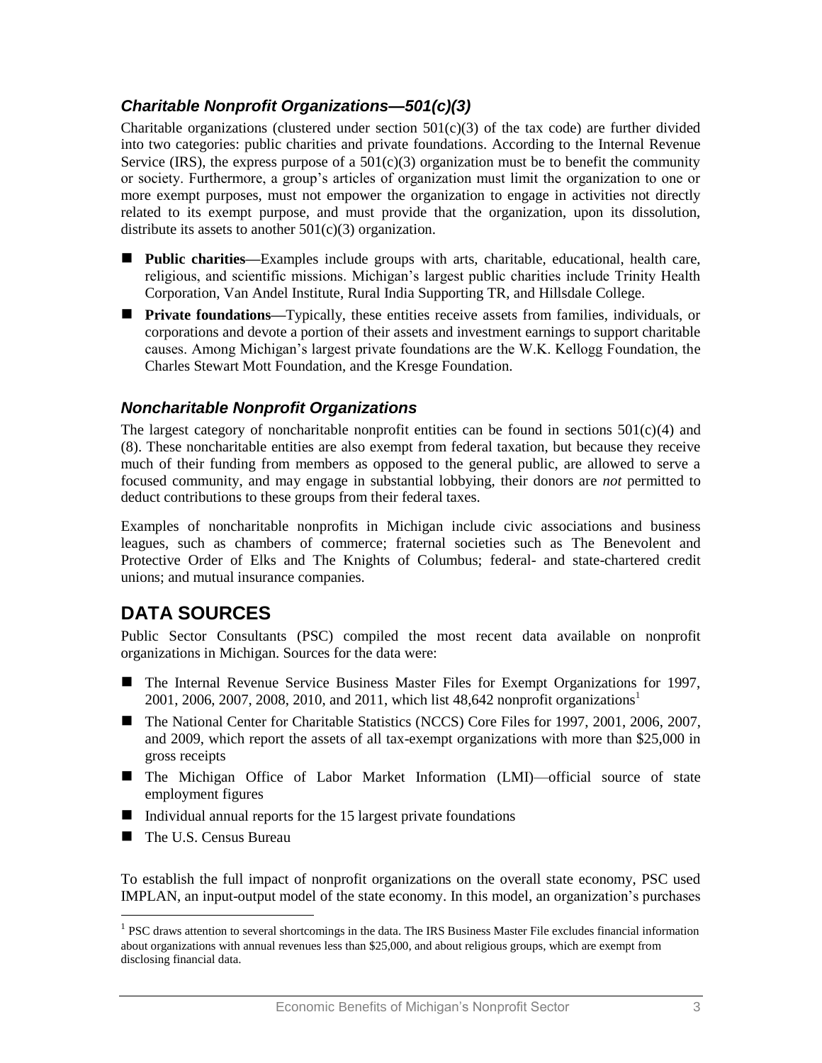### *Charitable Nonprofit Organizations—501(c)(3)*

Charitable organizations (clustered under section 501(c)(3) of the tax code) are further divided into two categories: public charities and private foundations. According to the Internal Revenue Service (IRS), the express purpose of a 501(c)(3) organization must be to benefit the community or society. Furthermore, a group's articles of organization must limit the organization to one or more exempt purposes, must not empower the organization to engage in activities not directly related to its exempt purpose, and must provide that the organization, upon its dissolution, distribute its assets to another 501(c)(3) organization.

- **Public charities**—Examples include groups with arts, charitable, educational, health care, religious, and scientific missions. Michigan's largest public charities include Trinity Health Corporation, Van Andel Institute, Rural India Supporting TR, and Hillsdale College.
- **Private foundations**—Typically, these entities receive assets from families, individuals, or corporations and devote a portion of their assets and investment earnings to support charitable causes. Among Michigan's largest private foundations are the W.K. Kellogg Foundation, the Charles Stewart Mott Foundation, and the Kresge Foundation.

### *Noncharitable Nonprofit Organizations*

The largest category of noncharitable nonprofit entities can be found in sections 501(c)(4) and (8). These noncharitable entities are also exempt from federal taxation, but because they receive much of their funding from members as opposed to the general public, are allowed to serve a focused community, and may engage in substantial lobbying, their donors are *not* permitted to deduct contributions to these groups from their federal taxes.

Examples of noncharitable nonprofits in Michigan include civic associations and business leagues, such as chambers of commerce; fraternal societies such as The Benevolent and Protective Order of Elks and The Knights of Columbus; federal- and state-chartered credit unions; and mutual insurance companies.

## DATA SOURCES

Public Sector Consultants (PSC) compiled the most recent data available on nonprofit organizations in Michigan. Sources for the data were:

- The Internal Revenue Service Business Master Files for Exempt Organizations for 1997, 2001, 2006, 2007, 2008, 2010, and 2011, which list 48,642 nonprofit organizations[1]
- The National Center for Charitable Statistics (NCCS) Core Files for 1997, 2001, 2006, 2007, and 2009, which report the assets of all tax-exempt organizations with more than $25,000 in gross receipts
- The Michigan Office of Labor Market Information (LMI)—official source of state employment figures
- Individual annual reports for the 15 largest private foundations
- The U.S. Census Bureau

To establish the full impact of nonprofit organizations on the overall state economy, PSC used IMPLAN, an input-output model of the state economy. In this model, an organization's purchases

[1] PSC draws attention to several shortcomings in the data. The IRS Business Master File excludes financial information about organizations with annual revenues less than $25,000, and about religious groups, which are exempt from disclosing financial data.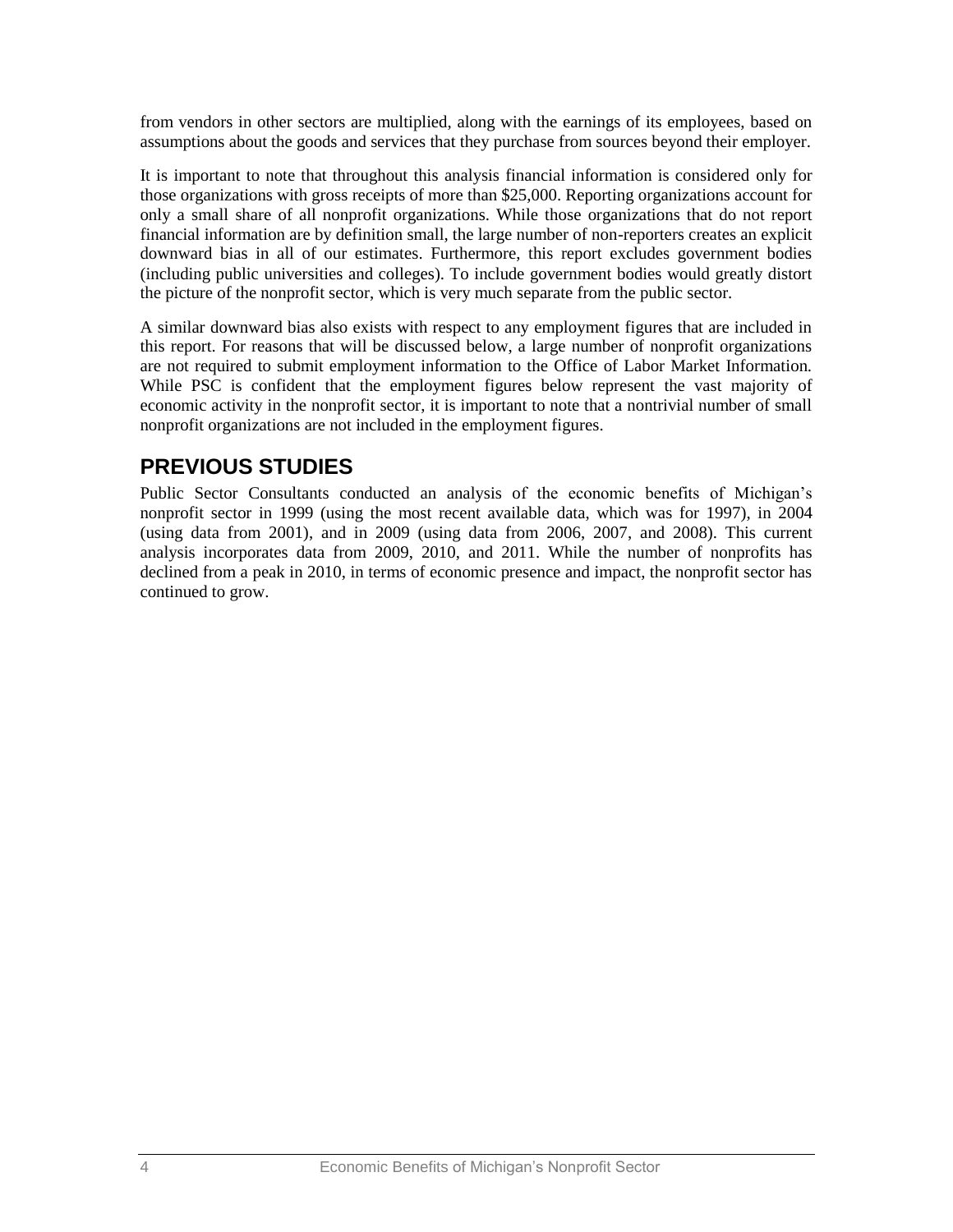from vendors in other sectors are multiplied, along with the earnings of its employees, based on assumptions about the goods and services that they purchase from sources beyond their employer.

It is important to note that throughout this analysis financial information is considered only for those organizations with gross receipts of more than $25,000. Reporting organizations account for only a small share of all nonprofit organizations. While those organizations that do not report financial information are by definition small, the large number of non-reporters creates an explicit downward bias in all of our estimates. Furthermore, this report excludes government bodies (including public universities and colleges). To include government bodies would greatly distort the picture of the nonprofit sector, which is very much separate from the public sector.

A similar downward bias also exists with respect to any employment figures that are included in this report. For reasons that will be discussed below, a large number of nonprofit organizations are not required to submit employment information to the Office of Labor Market Information. While PSC is confident that the employment figures below represent the vast majority of economic activity in the nonprofit sector, it is important to note that a nontrivial number of small nonprofit organizations are not included in the employment figures.

## PREVIOUS STUDIES

Public Sector Consultants conducted an analysis of the economic benefits of Michigan's nonprofit sector in 1999 (using the most recent available data, which was for 1997), in 2004 (using data from 2001), and in 2009 (using data from 2006, 2007, and 2008). This current analysis incorporates data from 2009, 2010, and 2011. While the number of nonprofits has declined from a peak in 2010, in terms of economic presence and impact, the nonprofit sector has continued to grow.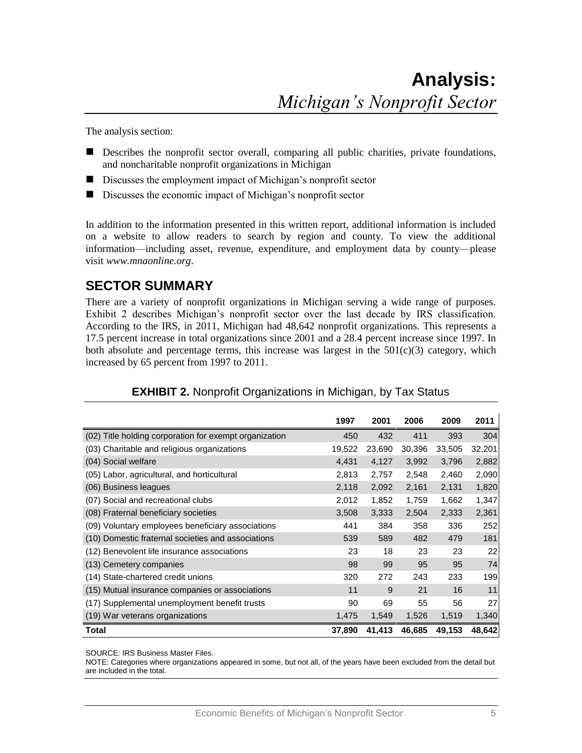# Analysis: *Michigan's Nonprofit Sector*

The analysis section:

- Describes the nonprofit sector overall, comparing all public charities, private foundations, and noncharitable nonprofit organizations in Michigan
- Discusses the employment impact of Michigan's nonprofit sector
- Discusses the economic impact of Michigan's nonprofit sector

In addition to the information presented in this written report, additional information is included on a website to allow readers to search by region and county. To view the additional information—including asset, revenue, expenditure, and employment data by county—please visit *www.mnaonline.org*.

## SECTOR SUMMARY

There are a variety of nonprofit organizations in Michigan serving a wide range of purposes. Exhibit 2 describes Michigan's nonprofit sector over the last decade by IRS classification. According to the IRS, in 2011, Michigan had 48,642 nonprofit organizations. This represents a 17.5 percent increase in total organizations since 2001 and a 28.4 percent increase since 1997. In both absolute and percentage terms, this increase was largest in the 501(c)(3) category, which increased by 65 percent from 1997 to 2011.

**EXHIBIT 2.** Nonprofit Organizations in Michigan, by Tax Status

| | 1997 | 2001 | 2006 | 2009 | 2011 |
|---|---|---|---|---|---|
| (02) Title holding corporation for exempt organization | 450 | 432 | 411 | 393 | 304 |
| (03) Charitable and religious organizations | 19,522 | 23,690 | 30,396 | 33,505 | 32,201 |
| (04) Social welfare | 4,431 | 4,127 | 3,992 | 3,796 | 2,882 |
| (05) Labor, agricultural, and horticultural | 2,813 | 2,757 | 2,548 | 2,460 | 2,090 |
| (06) Business leagues | 2,118 | 2,092 | 2,161 | 2,131 | 1,820 |
| (07) Social and recreational clubs | 2,012 | 1,852 | 1,759 | 1,662 | 1,347 |
| (08) Fraternal beneficiary societies | 3,508 | 3,333 | 2,504 | 2,333 | 2,361 |
| (09) Voluntary employees beneficiary associations | 441 | 384 | 358 | 336 | 252 |
| (10) Domestic fraternal societies and associations | 539 | 589 | 482 | 479 | 181 |
| (12) Benevolent life insurance associations | 23 | 18 | 23 | 23 | 22 |
| (13) Cemetery companies | 98 | 99 | 95 | 95 | 74 |
| (14) State-chartered credit unions | 320 | 272 | 243 | 233 | 199 |
| (15) Mutual insurance companies or associations | 11 | 9 | 21 | 16 | 11 |
| (17) Supplemental unemployment benefit trusts | 90 | 69 | 55 | 56 | 27 |
| (19) War veterans organizations | 1,475 | 1,549 | 1,526 | 1,519 | 1,340 |
| **Total** | **37,890** | **41,413** | **46,685** | **49,153** | **48,642** |

SOURCE: IRS Business Master Files.

NOTE: Categories where organizations appeared in some, but not all, of the years have been excluded from the detail but are included in the total.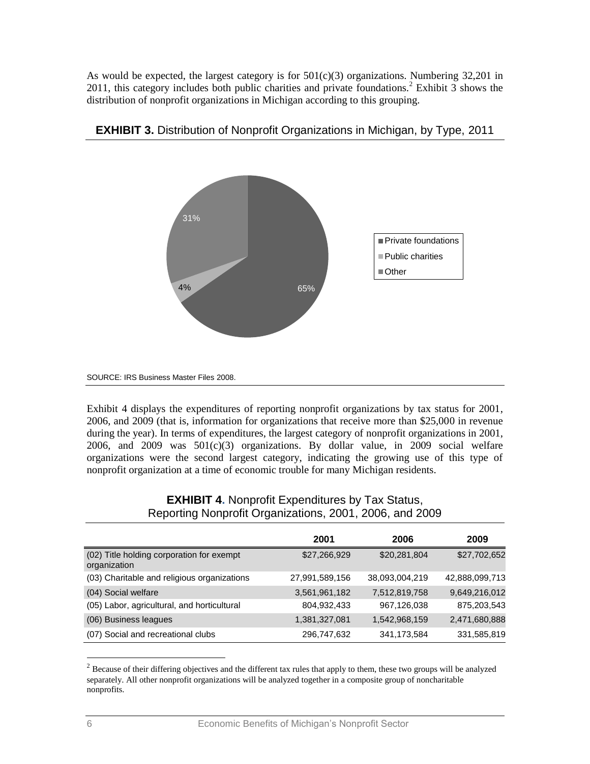As would be expected, the largest category is for 501(c)(3) organizations. Numbering 32,201 in 2011, this category includes both public charities and private foundations.[2] Exhibit 3 shows the distribution of nonprofit organizations in Michigan according to this grouping.

**EXHIBIT 3.** Distribution of Nonprofit Organizations in Michigan, by Type, 2011

| Type | Share |
|---|---|
| Private foundations | 65% |
| Public charities | 4% |
| Other | 31% |

SOURCE: IRS Business Master Files 2008.

Exhibit 4 displays the expenditures of reporting nonprofit organizations by tax status for 2001, 2006, and 2009 (that is, information for organizations that receive more than $25,000 in revenue during the year). In terms of expenditures, the largest category of nonprofit organizations in 2001, 2006, and 2009 was 501(c)(3) organizations. By dollar value, in 2009 social welfare organizations were the second largest category, indicating the growing use of this type of nonprofit organization at a time of economic trouble for many Michigan residents.

**EXHIBIT 4.** Nonprofit Expenditures by Tax Status, Reporting Nonprofit Organizations, 2001, 2006, and 2009

| | 2001 | 2006 | 2009 |
|---|---|---|---|
| (02) Title holding corporation for exempt organization | $27,266,929 | $20,281,804 | $27,702,652 |
| (03) Charitable and religious organizations | 27,991,589,156 | 38,093,004,219 | 42,888,099,713 |
| (04) Social welfare | 3,561,961,182 | 7,512,819,758 | 9,649,216,012 |
| (05) Labor, agricultural, and horticultural | 804,932,433 | 967,126,038 | 875,203,543 |
| (06) Business leagues | 1,381,327,081 | 1,542,968,159 | 2,471,680,888 |
| (07) Social and recreational clubs | 296,747,632 | 341,173,584 | 331,585,819 |

[2] Because of their differing objectives and the different tax rules that apply to them, these two groups will be analyzed separately. All other nonprofit organizations will be analyzed together in a composite group of noncharitable nonprofits.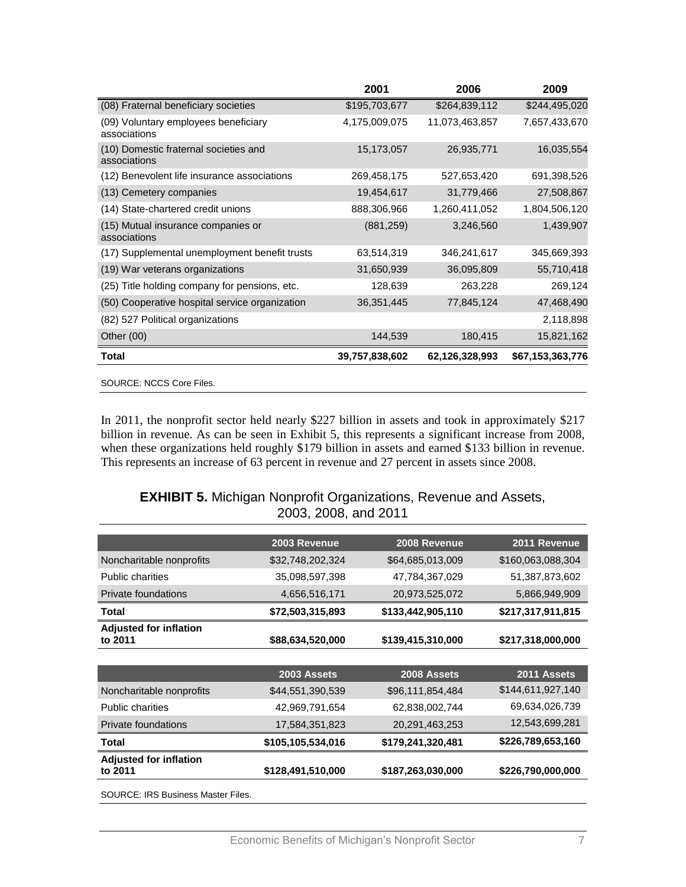| | 2001 | 2006 | 2009 |
|---|---|---|---|
| (08) Fraternal beneficiary societies | $195,703,677 | $264,839,112 | $244,495,020 |
| (09) Voluntary employees beneficiary associations | 4,175,009,075 | 11,073,463,857 | 7,657,433,670 |
| (10) Domestic fraternal societies and associations | 15,173,057 | 26,935,771 | 16,035,554 |
| (12) Benevolent life insurance associations | 269,458,175 | 527,653,420 | 691,398,526 |
| (13) Cemetery companies | 19,454,617 | 31,779,466 | 27,508,867 |
| (14) State-chartered credit unions | 888,306,966 | 1,260,411,052 | 1,804,506,120 |
| (15) Mutual insurance companies or associations | (881,259) | 3,246,560 | 1,439,907 |
| (17) Supplemental unemployment benefit trusts | 63,514,319 | 346,241,617 | 345,669,393 |
| (19) War veterans organizations | 31,650,939 | 36,095,809 | 55,710,418 |
| (25) Title holding company for pensions, etc. | 128,639 | 263,228 | 269,124 |
| (50) Cooperative hospital service organization | 36,351,445 | 77,845,124 | 47,468,490 |
| (82) 527 Political organizations | | | 2,118,898 |
| Other (00) | 144,539 | 180,415 | 15,821,162 |
| **Total** | **39,757,838,602** | **62,126,328,993** | **$67,153,363,776** |

SOURCE: NCCS Core Files.

In 2011, the nonprofit sector held nearly $227 billion in assets and took in approximately $217 billion in revenue. As can be seen in Exhibit 5, this represents a significant increase from 2008, when these organizations held roughly $179 billion in assets and earned $133 billion in revenue. This represents an increase of 63 percent in revenue and 27 percent in assets since 2008.

**EXHIBIT 5.** Michigan Nonprofit Organizations, Revenue and Assets, 2003, 2008, and 2011

| | 2003 Revenue | 2008 Revenue | 2011 Revenue |
|---|---|---|---|
| Noncharitable nonprofits | $32,748,202,324 | $64,685,013,009 | $160,063,088,304 |
| Public charities | 35,098,597,398 | 47,784,367,029 | 51,387,873,602 |
| Private foundations | 4,656,516,171 | 20,973,525,072 | 5,866,949,909 |
| **Total** | **$72,503,315,893** | **$133,442,905,110** | **$217,317,911,815** |
| **Adjusted for inflation to 2011** | **$88,634,520,000** | **$139,415,310,000** | **$217,318,000,000** |

| | 2003 Assets | 2008 Assets | 2011 Assets |
|---|---|---|---|
| Noncharitable nonprofits | $44,551,390,539 | $96,111,854,484 | $144,611,927,140 |
| Public charities | 42,969,791,654 | 62,838,002,744 | 69,634,026,739 |
| Private foundations | 17,584,351,823 | 20,291,463,253 | 12,543,699,281 |
| **Total** | **$105,105,534,016** | **$179,241,320,481** | **$226,789,653,160** |
| **Adjusted for inflation to 2011** | **$128,491,510,000** | **$187,263,030,000** | **$226,790,000,000** |

SOURCE: IRS Business Master Files.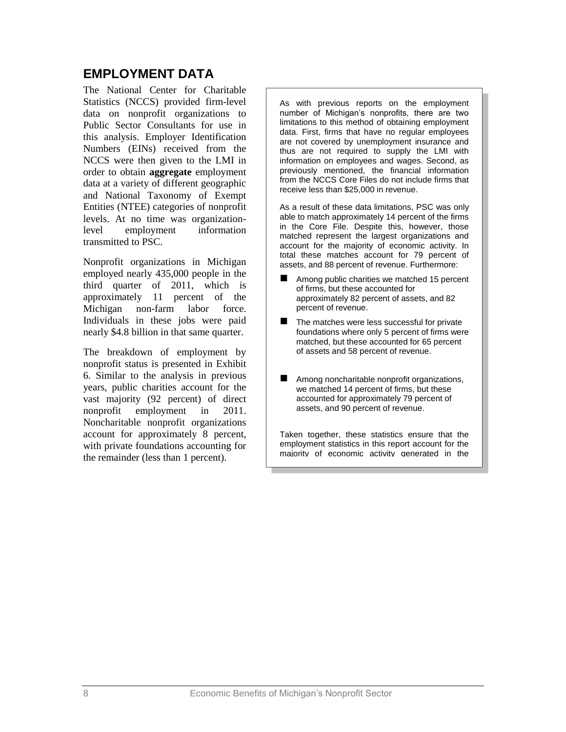## EMPLOYMENT DATA

The National Center for Charitable Statistics (NCCS) provided firm-level data on nonprofit organizations to Public Sector Consultants for use in this analysis. Employer Identification Numbers (EINs) received from the NCCS were then given to the LMI in order to obtain **aggregate** employment data at a variety of different geographic and National Taxonomy of Exempt Entities (NTEE) categories of nonprofit levels. At no time was organization-level employment information transmitted to PSC.

Nonprofit organizations in Michigan employed nearly 435,000 people in the third quarter of 2011, which is approximately 11 percent of the Michigan non-farm labor force. Individuals in these jobs were paid nearly $4.8 billion in that same quarter.

The breakdown of employment by nonprofit status is presented in Exhibit 6. Similar to the analysis in previous years, public charities account for the vast majority (92 percent) of direct nonprofit employment in 2011. Noncharitable nonprofit organizations account for approximately 8 percent, with private foundations accounting for the remainder (less than 1 percent).

As with previous reports on the employment number of Michigan's nonprofits, there are two limitations to this method of obtaining employment data. First, firms that have no regular employees are not covered by unemployment insurance and thus are not required to supply the LMI with information on employees and wages. Second, as previously mentioned, the financial information from the NCCS Core Files do not include firms that receive less than $25,000 in revenue.

As a result of these data limitations, PSC was only able to match approximately 14 percent of the firms in the Core File. Despite this, however, those matched represent the largest organizations and account for the majority of economic activity. In total these matches account for 79 percent of assets, and 88 percent of revenue. Furthermore:

- Among public charities we matched 15 percent of firms, but these accounted for approximately 82 percent of assets, and 82 percent of revenue.
- The matches were less successful for private foundations where only 5 percent of firms were matched, but these accounted for 65 percent of assets and 58 percent of revenue.
- Among noncharitable nonprofit organizations, we matched 14 percent of firms, but these accounted for approximately 79 percent of assets, and 90 percent of revenue.

Taken together, these statistics ensure that the employment statistics in this report account for the majority of economic activity generated in the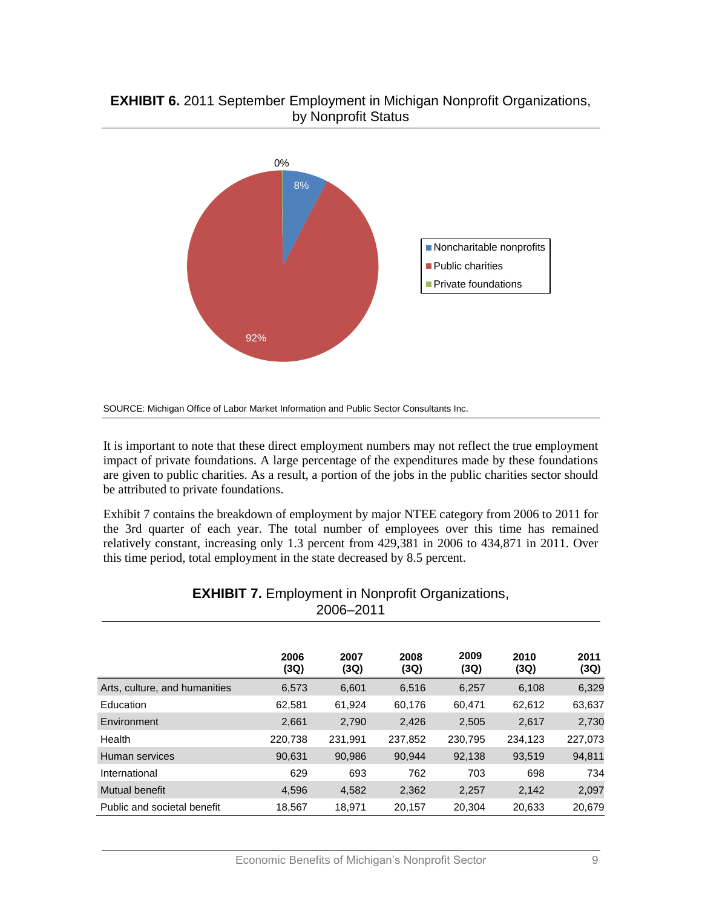**EXHIBIT 6.** 2011 September Employment in Michigan Nonprofit Organizations, by Nonprofit Status

SOURCE: Michigan Office of Labor Market Information and Public Sector Consultants Inc.

It is important to note that these direct employment numbers may not reflect the true employment impact of private foundations. A large percentage of the expenditures made by these foundations are given to public charities. As a result, a portion of the jobs in the public charities sector should be attributed to private foundations.

Exhibit 7 contains the breakdown of employment by major NTEE category from 2006 to 2011 for the 3rd quarter of each year. The total number of employees over this time has remained relatively constant, increasing only 1.3 percent from 429,381 in 2006 to 434,871 in 2011. Over this time period, total employment in the state decreased by 8.5 percent.

**EXHIBIT 7.** Employment in Nonprofit Organizations, 2006–2011

| | 2006 (3Q) | 2007 (3Q) | 2008 (3Q) | 2009 (3Q) | 2010 (3Q) | 2011 (3Q) |
|---|---|---|---|---|---|---|
| Arts, culture, and humanities | 6,573 | 6,601 | 6,516 | 6,257 | 6,108 | 6,329 |
| Education | 62,581 | 61,924 | 60,176 | 60,471 | 62,612 | 63,637 |
| Environment | 2,661 | 2,790 | 2,426 | 2,505 | 2,617 | 2,730 |
| Health | 220,738 | 231,991 | 237,852 | 230,795 | 234,123 | 227,073 |
| Human services | 90,631 | 90,986 | 90,944 | 92,138 | 93,519 | 94,811 |
| International | 629 | 693 | 762 | 703 | 698 | 734 |
| Mutual benefit | 4,596 | 4,582 | 2,362 | 2,257 | 2,142 | 2,097 |
| Public and societal benefit | 18,567 | 18,971 | 20,157 | 20,304 | 20,633 | 20,679 |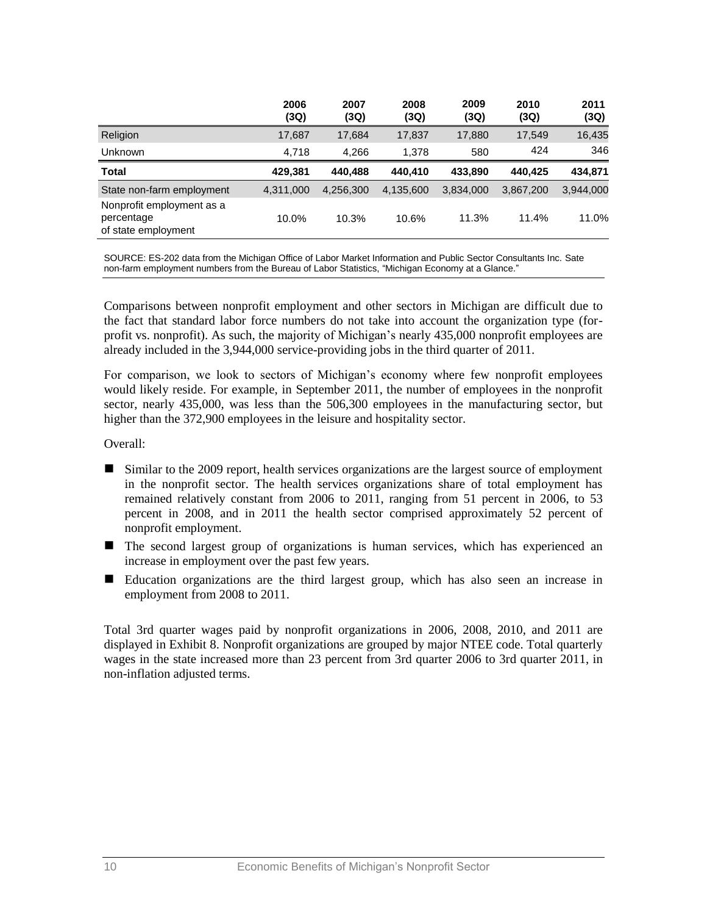| | 2006 (3Q) | 2007 (3Q) | 2008 (3Q) | 2009 (3Q) | 2010 (3Q) | 2011 (3Q) |
|---|---|---|---|---|---|---|
| Religion | 17,687 | 17,684 | 17,837 | 17,880 | 17,549 | 16,435 |
| Unknown | 4,718 | 4,266 | 1,378 | 580 | 424 | 346 |
| **Total** | **429,381** | **440,488** | **440,410** | **433,890** | **440,425** | **434,871** |
| State non-farm employment | 4,311,000 | 4,256,300 | 4,135,600 | 3,834,000 | 3,867,200 | 3,944,000 |
| Nonprofit employment as a percentage of state employment | 10.0% | 10.3% | 10.6% | 11.3% | 11.4% | 11.0% |

SOURCE: ES-202 data from the Michigan Office of Labor Market Information and Public Sector Consultants Inc. Sate non-farm employment numbers from the Bureau of Labor Statistics, "Michigan Economy at a Glance."

Comparisons between nonprofit employment and other sectors in Michigan are difficult due to the fact that standard labor force numbers do not take into account the organization type (for-profit vs. nonprofit). As such, the majority of Michigan's nearly 435,000 nonprofit employees are already included in the 3,944,000 service-providing jobs in the third quarter of 2011.

For comparison, we look to sectors of Michigan's economy where few nonprofit employees would likely reside. For example, in September 2011, the number of employees in the nonprofit sector, nearly 435,000, was less than the 506,300 employees in the manufacturing sector, but higher than the 372,900 employees in the leisure and hospitality sector.

Overall:

- Similar to the 2009 report, health services organizations are the largest source of employment in the nonprofit sector. The health services organizations share of total employment has remained relatively constant from 2006 to 2011, ranging from 51 percent in 2006, to 53 percent in 2008, and in 2011 the health sector comprised approximately 52 percent of nonprofit employment.
- The second largest group of organizations is human services, which has experienced an increase in employment over the past few years.
- Education organizations are the third largest group, which has also seen an increase in employment from 2008 to 2011.

Total 3rd quarter wages paid by nonprofit organizations in 2006, 2008, 2010, and 2011 are displayed in Exhibit 8. Nonprofit organizations are grouped by major NTEE code. Total quarterly wages in the state increased more than 23 percent from 3rd quarter 2006 to 3rd quarter 2011, in non-inflation adjusted terms.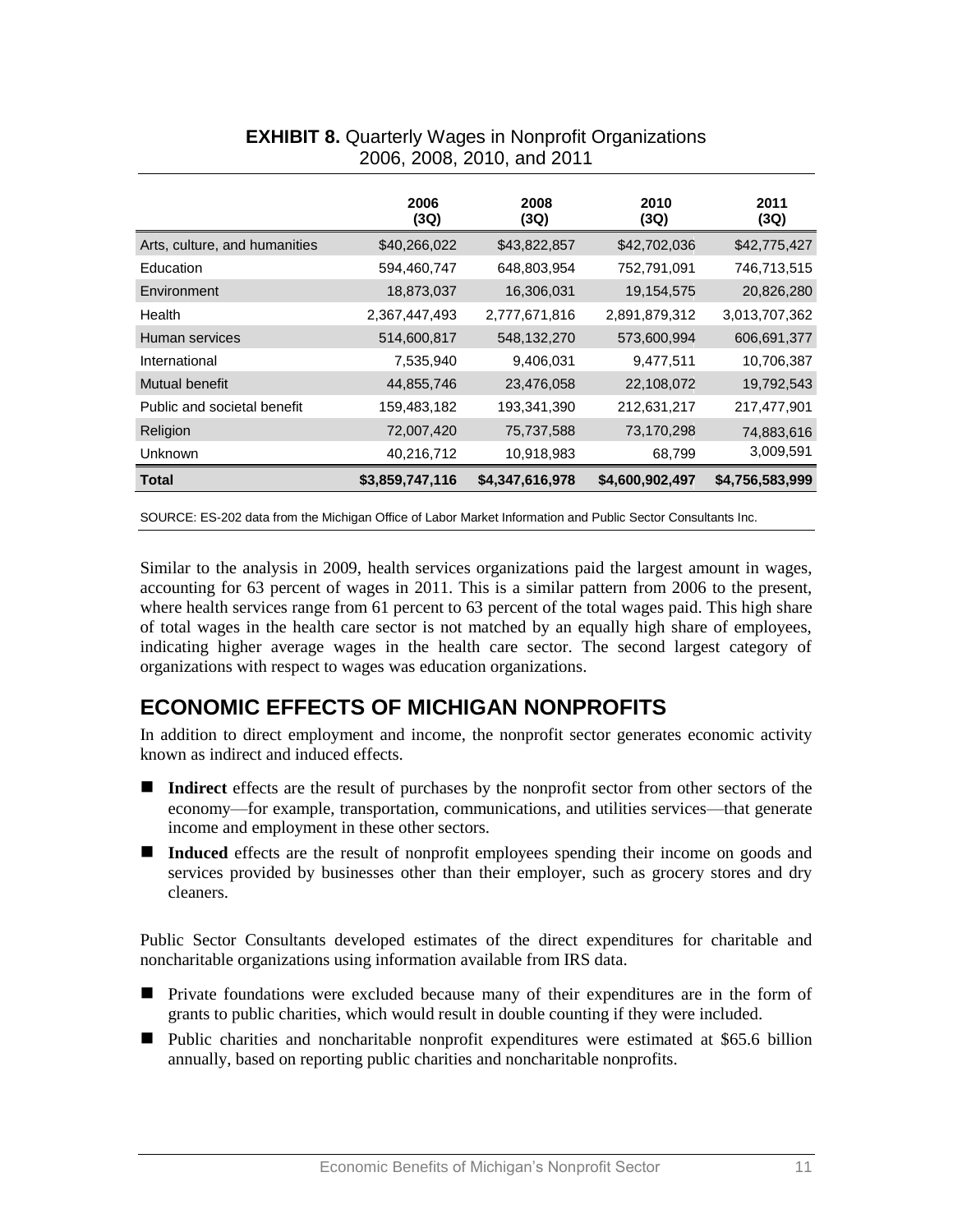**EXHIBIT 8.** Quarterly Wages in Nonprofit Organizations 2006, 2008, 2010, and 2011

| | 2006 (3Q) | 2008 (3Q) | 2010 (3Q) | 2011 (3Q) |
|---|---|---|---|---|
| Arts, culture, and humanities | $40,266,022 | $43,822,857 | $42,702,036 | $42,775,427 |
| Education | 594,460,747 | 648,803,954 | 752,791,091 | 746,713,515 |
| Environment | 18,873,037 | 16,306,031 | 19,154,575 | 20,826,280 |
| Health | 2,367,447,493 | 2,777,671,816 | 2,891,879,312 | 3,013,707,362 |
| Human services | 514,600,817 | 548,132,270 | 573,600,994 | 606,691,377 |
| International | 7,535,940 | 9,406,031 | 9,477,511 | 10,706,387 |
| Mutual benefit | 44,855,746 | 23,476,058 | 22,108,072 | 19,792,543 |
| Public and societal benefit | 159,483,182 | 193,341,390 | 212,631,217 | 217,477,901 |
| Religion | 72,007,420 | 75,737,588 | 73,170,298 | 74,883,616 |
| Unknown | 40,216,712 | 10,918,983 | 68,799 | 3,009,591 |
| **Total** | **$3,859,747,116** | **$4,347,616,978** | **$4,600,902,497** | **$4,756,583,999** |

SOURCE: ES-202 data from the Michigan Office of Labor Market Information and Public Sector Consultants Inc.

Similar to the analysis in 2009, health services organizations paid the largest amount in wages, accounting for 63 percent of wages in 2011. This is a similar pattern from 2006 to the present, where health services range from 61 percent to 63 percent of the total wages paid. This high share of total wages in the health care sector is not matched by an equally high share of employees, indicating higher average wages in the health care sector. The second largest category of organizations with respect to wages was education organizations.

## ECONOMIC EFFECTS OF MICHIGAN NONPROFITS

In addition to direct employment and income, the nonprofit sector generates economic activity known as indirect and induced effects.

- **Indirect** effects are the result of purchases by the nonprofit sector from other sectors of the economy—for example, transportation, communications, and utilities services—that generate income and employment in these other sectors.
- **Induced** effects are the result of nonprofit employees spending their income on goods and services provided by businesses other than their employer, such as grocery stores and dry cleaners.

Public Sector Consultants developed estimates of the direct expenditures for charitable and noncharitable organizations using information available from IRS data.

- Private foundations were excluded because many of their expenditures are in the form of grants to public charities, which would result in double counting if they were included.
- Public charities and noncharitable nonprofit expenditures were estimated at $65.6 billion annually, based on reporting public charities and noncharitable nonprofits.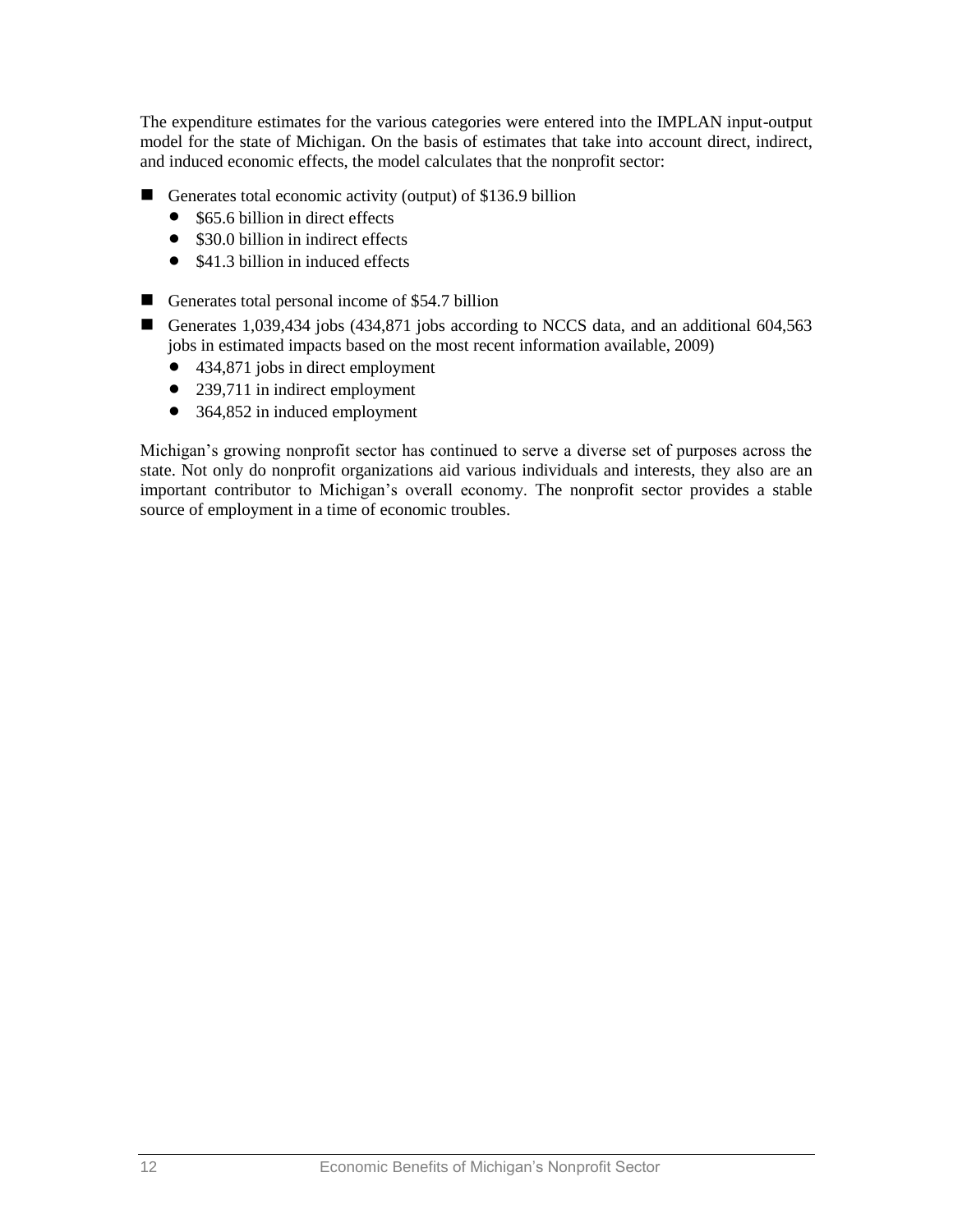The expenditure estimates for the various categories were entered into the IMPLAN input-output model for the state of Michigan. On the basis of estimates that take into account direct, indirect, and induced economic effects, the model calculates that the nonprofit sector:

- Generates total economic activity (output) of $136.9 billion
  - $65.6 billion in direct effects
  - $30.0 billion in indirect effects
  - $41.3 billion in induced effects
- Generates total personal income of $54.7 billion
- Generates 1,039,434 jobs (434,871 jobs according to NCCS data, and an additional 604,563 jobs in estimated impacts based on the most recent information available, 2009)
  - 434,871 jobs in direct employment
  - 239,711 in indirect employment
  - 364,852 in induced employment

Michigan's growing nonprofit sector has continued to serve a diverse set of purposes across the state. Not only do nonprofit organizations aid various individuals and interests, they also are an important contributor to Michigan's overall economy. The nonprofit sector provides a stable source of employment in a time of economic troubles.